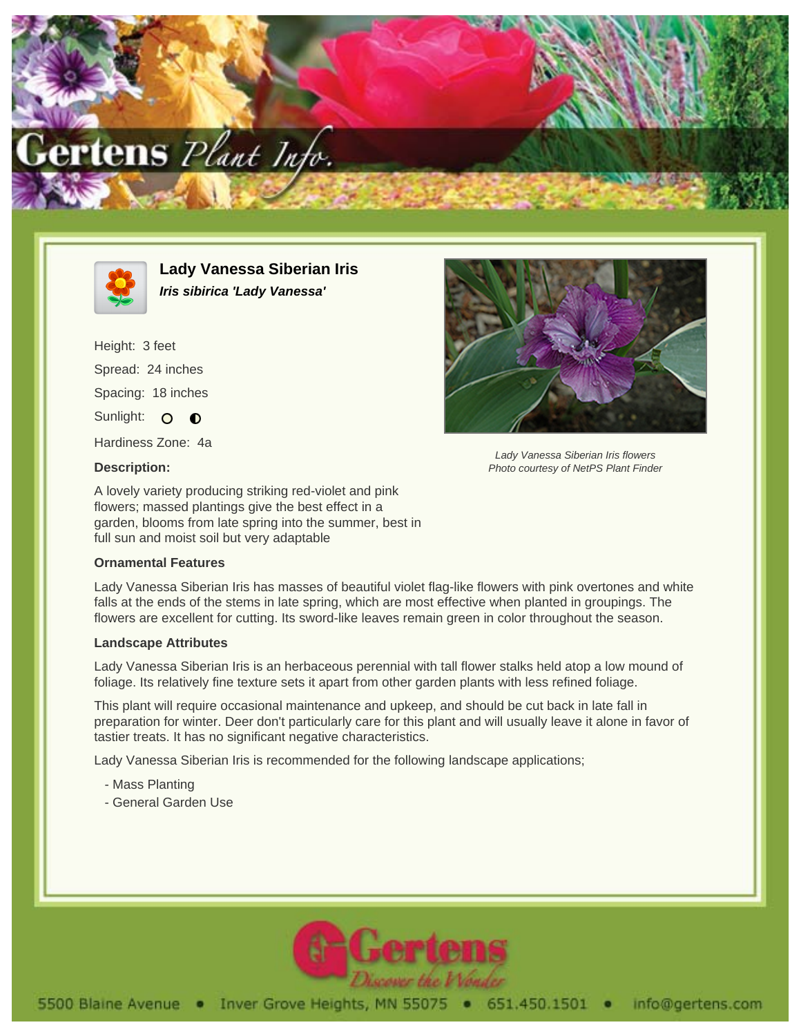# Lady Vanessa Siberian Iris

***Iris sibirica 'Lady Vanessa'***

Height: 3 feet

Spread: 24 inches

Spacing: 18 inches

Sunlight: ○ ◐

Hardiness Zone: 4a

**Description:**

A lovely variety producing striking red-violet and pink flowers; massed plantings give the best effect in a garden, blooms from late spring into the summer, best in full sun and moist soil but very adaptable

*Lady Vanessa Siberian Iris flowers*
*Photo courtesy of NetPS Plant Finder*

### Ornamental Features

Lady Vanessa Siberian Iris has masses of beautiful violet flag-like flowers with pink overtones and white falls at the ends of the stems in late spring, which are most effective when planted in groupings. The flowers are excellent for cutting. Its sword-like leaves remain green in color throughout the season.

### Landscape Attributes

Lady Vanessa Siberian Iris is an herbaceous perennial with tall flower stalks held atop a low mound of foliage. Its relatively fine texture sets it apart from other garden plants with less refined foliage.

This plant will require occasional maintenance and upkeep, and should be cut back in late fall in preparation for winter. Deer don't particularly care for this plant and will usually leave it alone in favor of tastier treats. It has no significant negative characteristics.

Lady Vanessa Siberian Iris is recommended for the following landscape applications;

- Mass Planting
- General Garden Use

5500 Blaine Avenue • Inver Grove Heights, MN 55075 • 651.450.1501 • info@gertens.com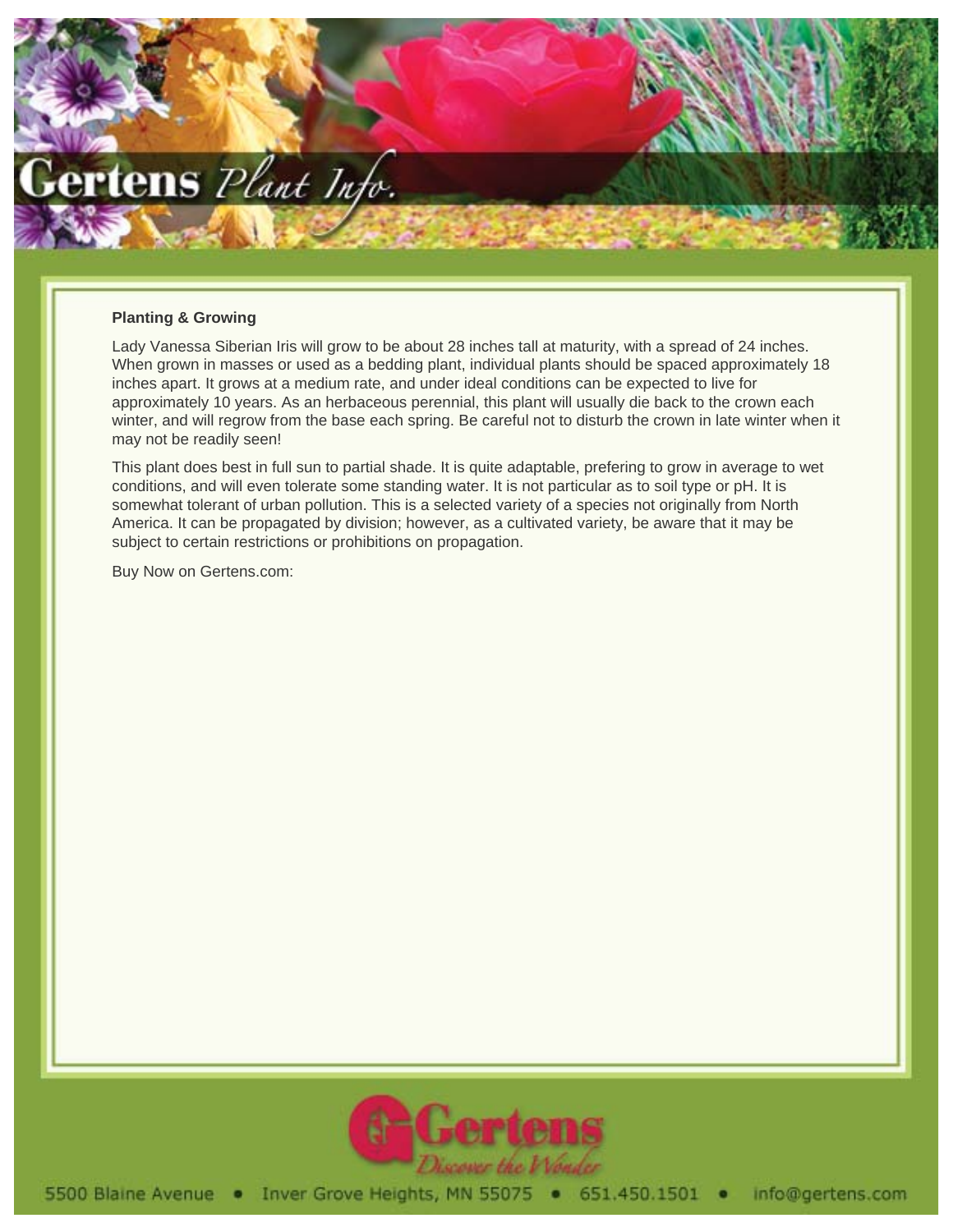**Planting & Growing**

Lady Vanessa Siberian Iris will grow to be about 28 inches tall at maturity, with a spread of 24 inches. When grown in masses or used as a bedding plant, individual plants should be spaced approximately 18 inches apart. It grows at a medium rate, and under ideal conditions can be expected to live for approximately 10 years. As an herbaceous perennial, this plant will usually die back to the crown each winter, and will regrow from the base each spring. Be careful not to disturb the crown in late winter when it may not be readily seen!

This plant does best in full sun to partial shade. It is quite adaptable, prefering to grow in average to wet conditions, and will even tolerate some standing water. It is not particular as to soil type or pH. It is somewhat tolerant of urban pollution. This is a selected variety of a species not originally from North America. It can be propagated by division; however, as a cultivated variety, be aware that it may be subject to certain restrictions or prohibitions on propagation.

Buy Now on Gertens.com: